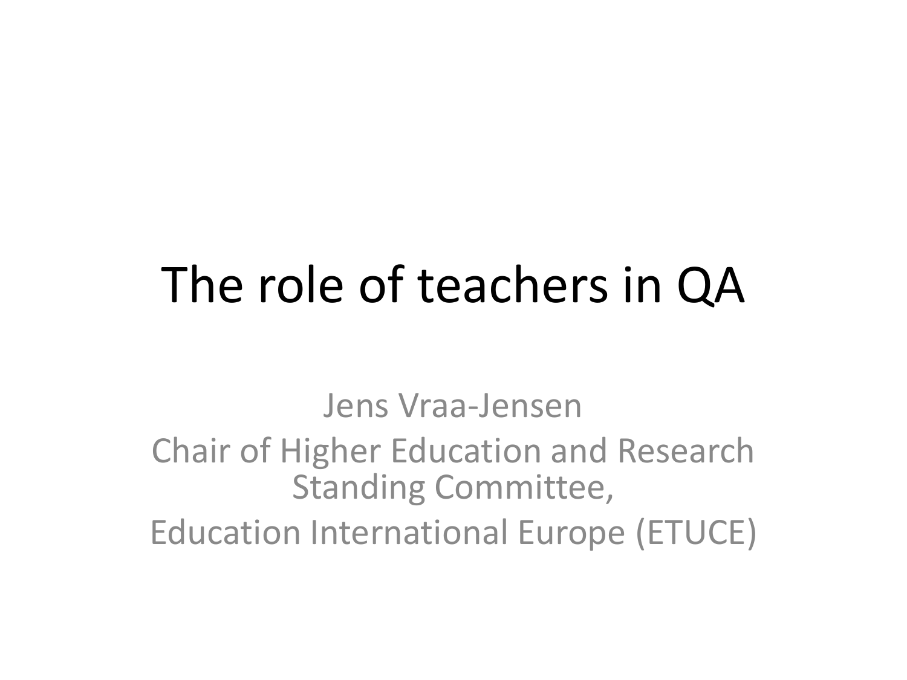# The role of teachers in QA

Jens Vraa-Jensen

Chair of Higher Education and Research Standing Committee,

Education International Europe (ETUCE)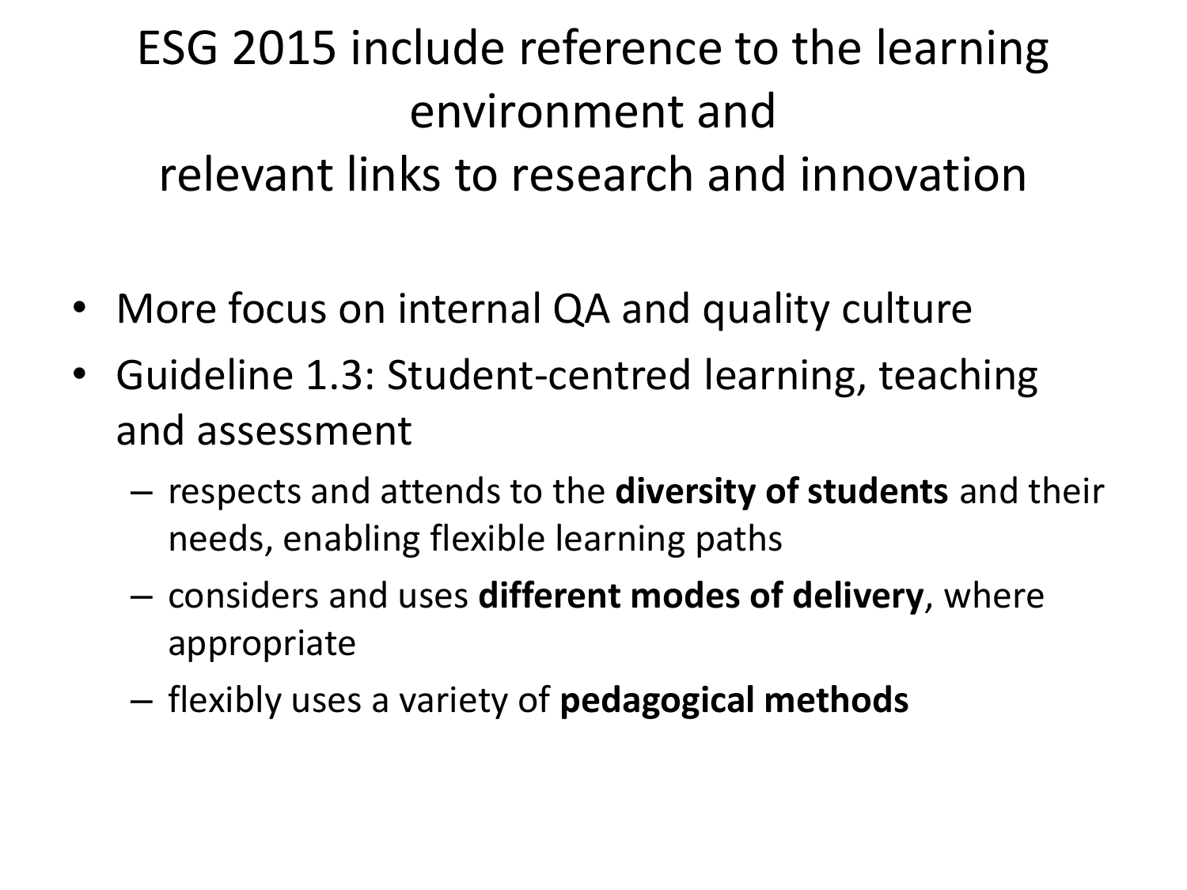# ESG 2015 include reference to the learning environment and relevant links to research and innovation

- More focus on internal QA and quality culture
- Guideline 1.3: Student-centred learning, teaching and assessment
  - respects and attends to the **diversity of students** and their needs, enabling flexible learning paths
  - considers and uses **different modes of delivery**, where appropriate
  - flexibly uses a variety of **pedagogical methods**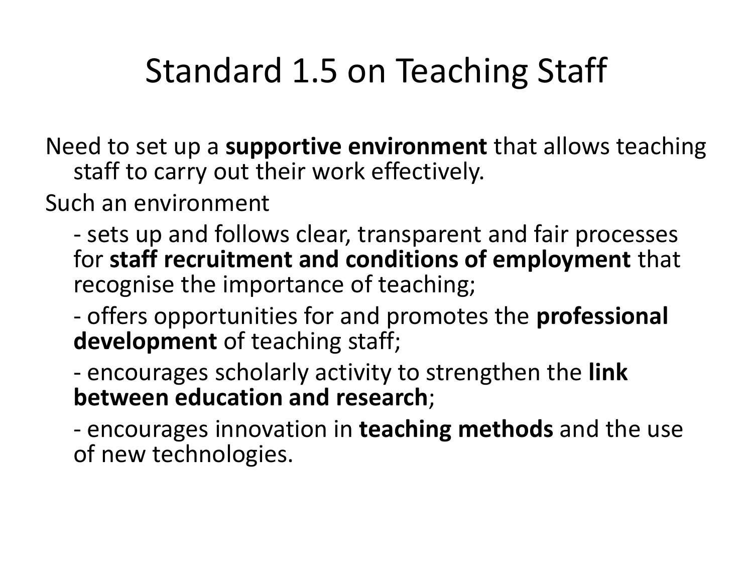# Standard 1.5 on Teaching Staff

Need to set up a **supportive environment** that allows teaching staff to carry out their work effectively.

Such an environment

- sets up and follows clear, transparent and fair processes for **staff recruitment and conditions of employment** that recognise the importance of teaching;
- offers opportunities for and promotes the **professional development** of teaching staff;
- encourages scholarly activity to strengthen the **link between education and research**;
- encourages innovation in **teaching methods** and the use of new technologies.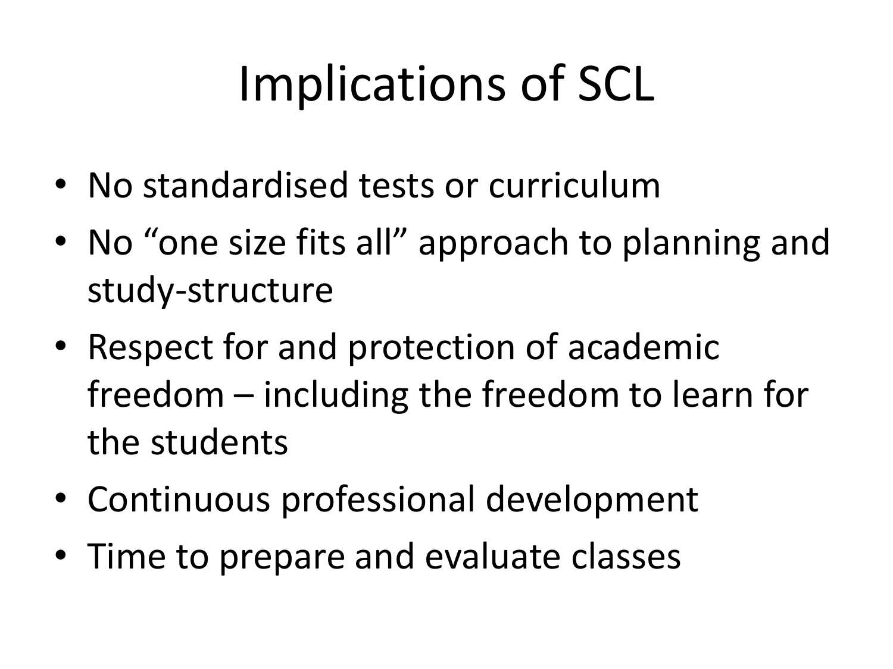# Implications of SCL

- No standardised tests or curriculum
- No "one size fits all" approach to planning and study-structure
- Respect for and protection of academic freedom – including the freedom to learn for the students
- Continuous professional development
- Time to prepare and evaluate classes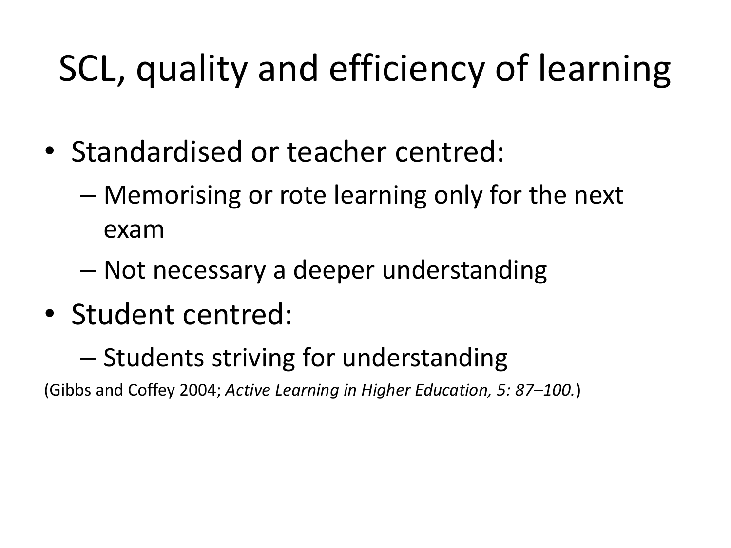# SCL, quality and efficiency of learning

- Standardised or teacher centred:
  - Memorising or rote learning only for the next exam
  - Not necessary a deeper understanding
- Student centred:
  - Students striving for understanding

(Gibbs and Coffey 2004; *Active Learning in Higher Education, 5: 87–100.*)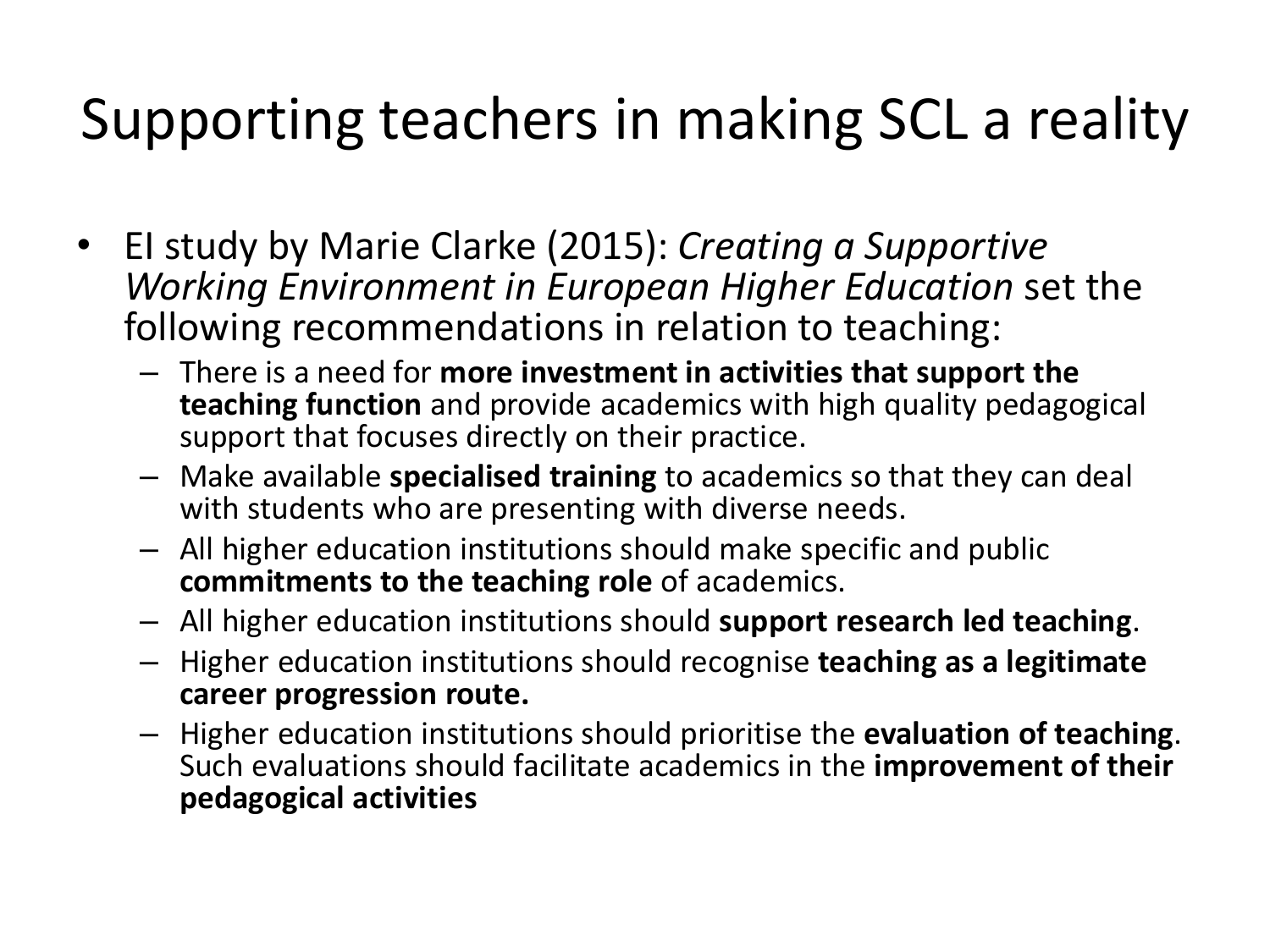# Supporting teachers in making SCL a reality

- EI study by Marie Clarke (2015): *Creating a Supportive Working Environment in European Higher Education* set the following recommendations in relation to teaching:
  - There is a need for **more investment in activities that support the teaching function** and provide academics with high quality pedagogical support that focuses directly on their practice.
  - Make available **specialised training** to academics so that they can deal with students who are presenting with diverse needs.
  - All higher education institutions should make specific and public **commitments to the teaching role** of academics.
  - All higher education institutions should **support research led teaching**.
  - Higher education institutions should recognise **teaching as a legitimate career progression route.**
  - Higher education institutions should prioritise the **evaluation of teaching**. Such evaluations should facilitate academics in the **improvement of their pedagogical activities**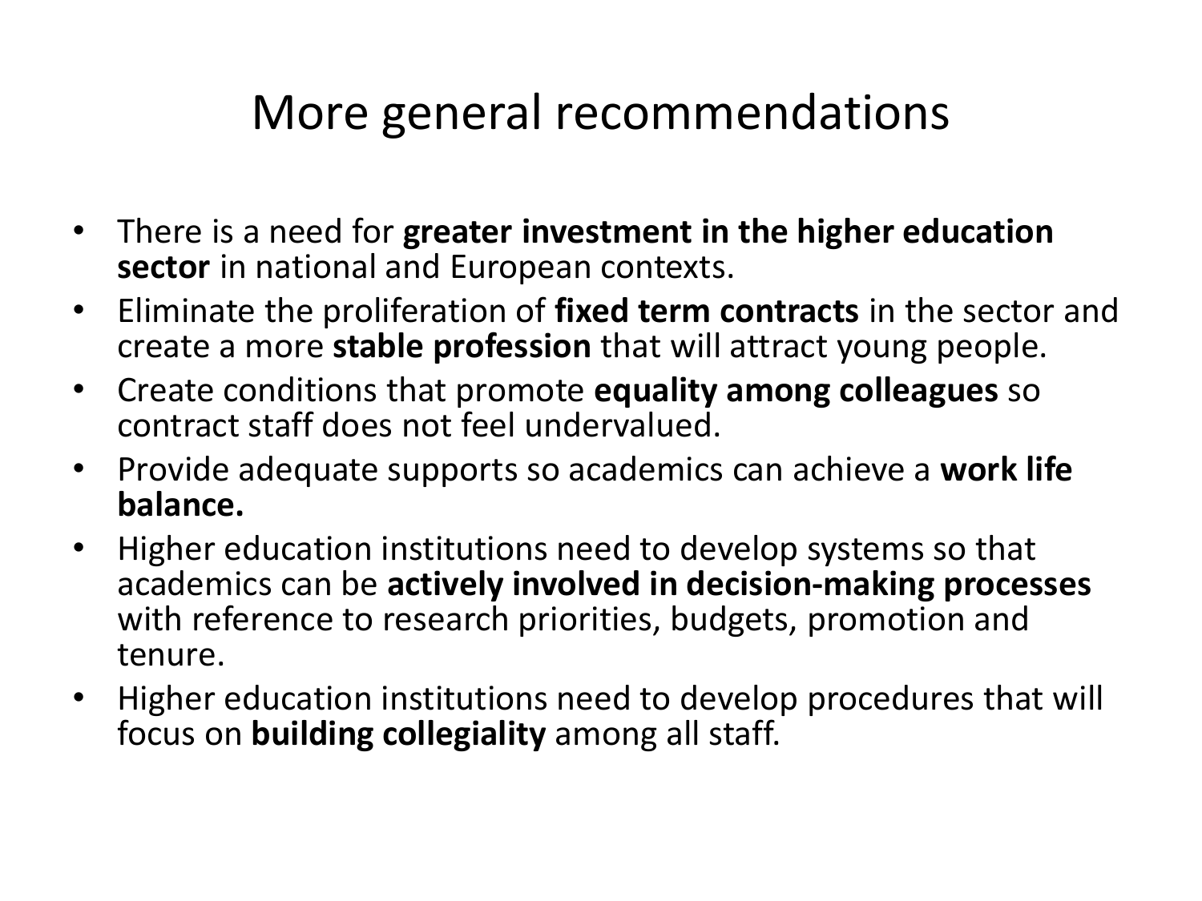# More general recommendations

- There is a need for **greater investment in the higher education sector** in national and European contexts.
- Eliminate the proliferation of **fixed term contracts** in the sector and create a more **stable profession** that will attract young people.
- Create conditions that promote **equality among colleagues** so contract staff does not feel undervalued.
- Provide adequate supports so academics can achieve a **work life balance.**
- Higher education institutions need to develop systems so that academics can be **actively involved in decision-making processes** with reference to research priorities, budgets, promotion and tenure.
- Higher education institutions need to develop procedures that will focus on **building collegiality** among all staff.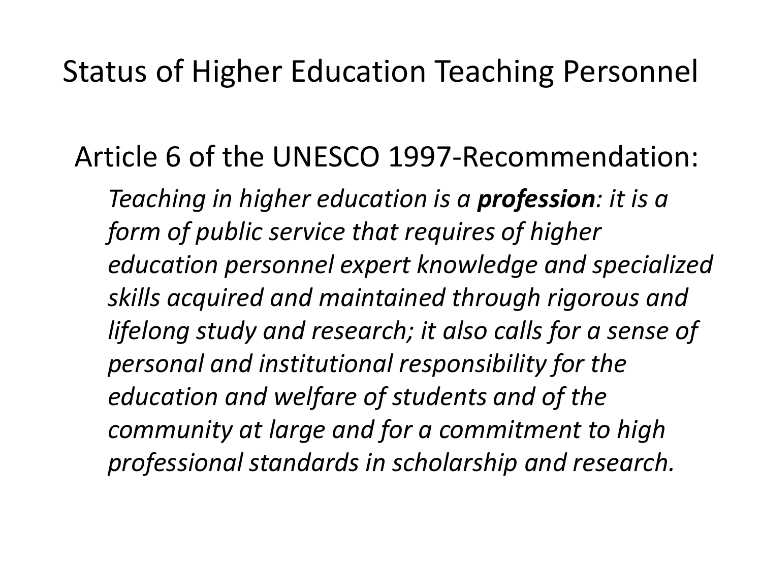# Status of Higher Education Teaching Personnel

Article 6 of the UNESCO 1997-Recommendation:

*Teaching in higher education is a **profession**: it is a form of public service that requires of higher education personnel expert knowledge and specialized skills acquired and maintained through rigorous and lifelong study and research; it also calls for a sense of personal and institutional responsibility for the education and welfare of students and of the community at large and for a commitment to high professional standards in scholarship and research.*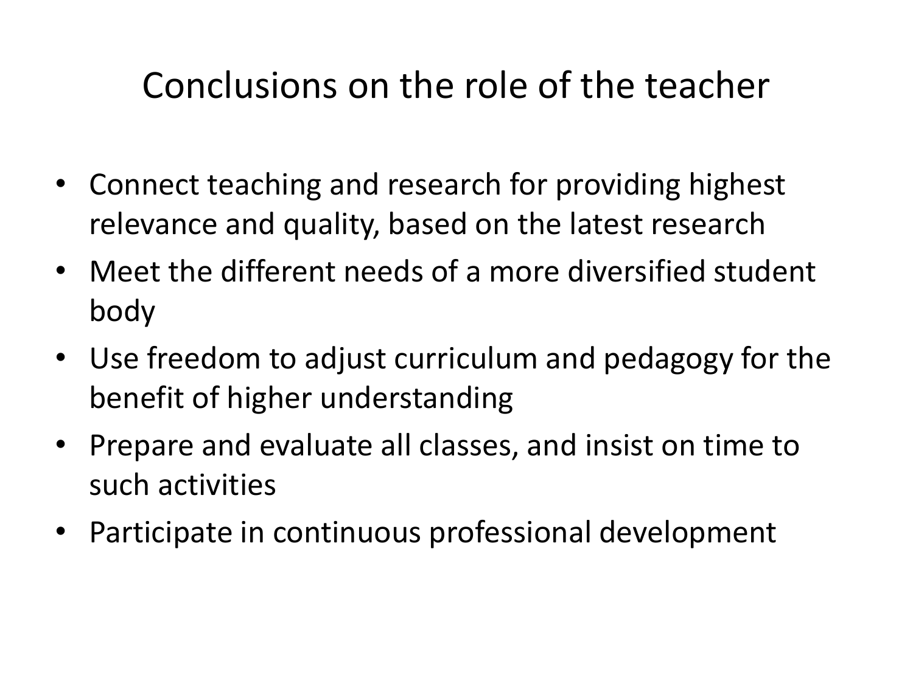# Conclusions on the role of the teacher

- Connect teaching and research for providing highest relevance and quality, based on the latest research
- Meet the different needs of a more diversified student body
- Use freedom to adjust curriculum and pedagogy for the benefit of higher understanding
- Prepare and evaluate all classes, and insist on time to such activities
- Participate in continuous professional development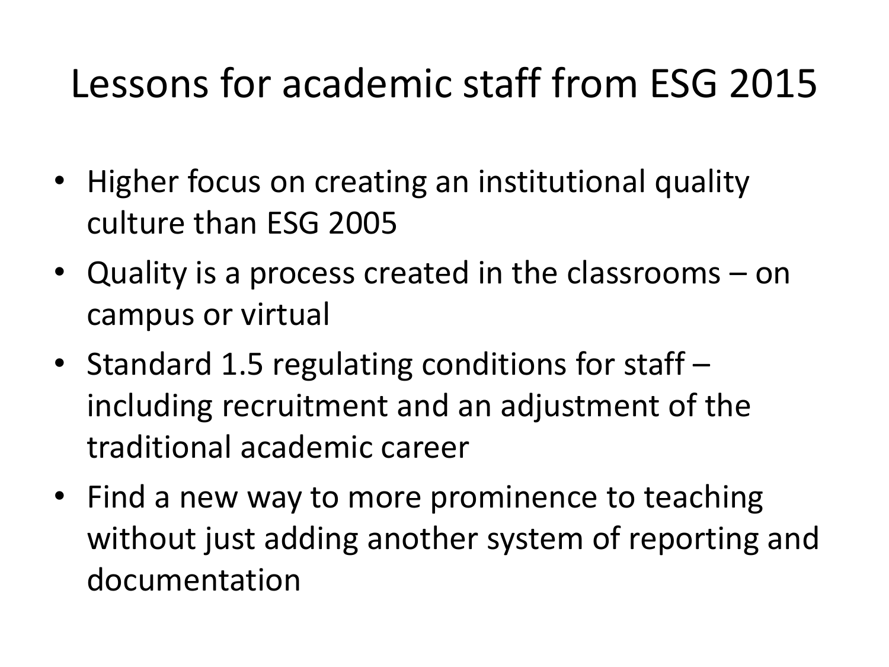# Lessons for academic staff from ESG 2015

- Higher focus on creating an institutional quality culture than ESG 2005
- Quality is a process created in the classrooms – on campus or virtual
- Standard 1.5 regulating conditions for staff – including recruitment and an adjustment of the traditional academic career
- Find a new way to more prominence to teaching without just adding another system of reporting and documentation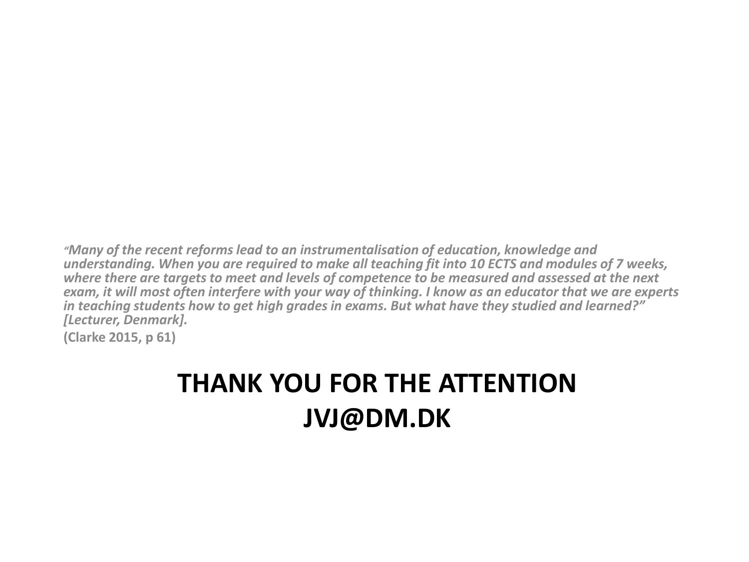*"Many of the recent reforms lead to an instrumentalisation of education, knowledge and understanding. When you are required to make all teaching fit into 10 ECTS and modules of 7 weeks, where there are targets to meet and levels of competence to be measured and assessed at the next exam, it will most often interfere with your way of thinking. I know as an educator that we are experts in teaching students how to get high grades in exams. But what have they studied and learned?" [Lecturer, Denmark].*

**(Clarke 2015, p 61)**

# THANK YOU FOR THE ATTENTION JVJ@DM.DK